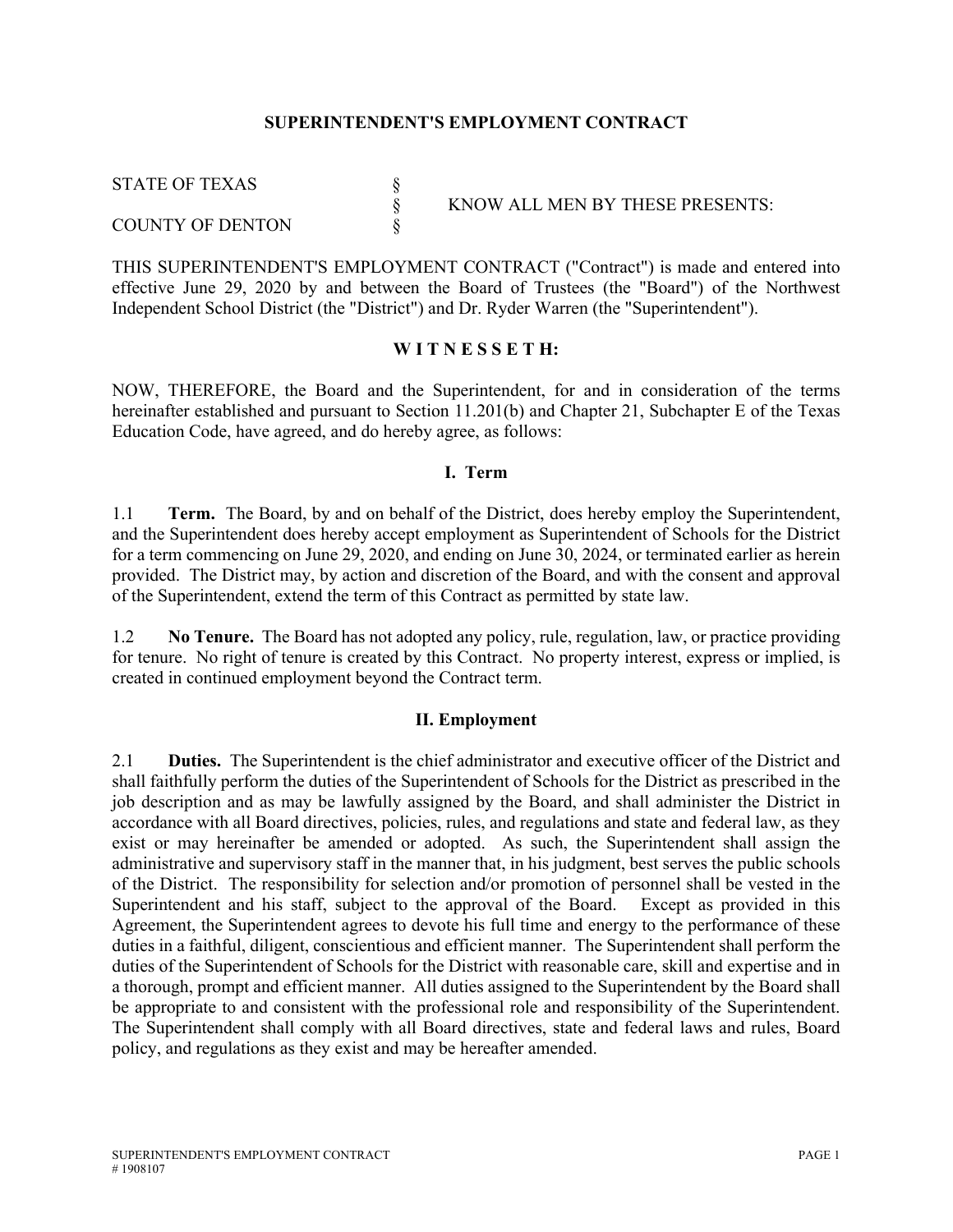## SUPERINTENDENT'S EMPLOYMENT CONTRACT

| | | |
|---|---|---|
| STATE OF TEXAS | § | |
| | § | KNOW ALL MEN BY THESE PRESENTS: |
| COUNTY OF DENTON | § | |

THIS SUPERINTENDENT'S EMPLOYMENT CONTRACT ("Contract") is made and entered into effective June 29, 2020 by and between the Board of Trustees (the "Board") of the Northwest Independent School District (the "District") and Dr. Ryder Warren (the "Superintendent").

**W I T N E S S E T H:**

NOW, THEREFORE, the Board and the Superintendent, for and in consideration of the terms hereinafter established and pursuant to Section 11.201(b) and Chapter 21, Subchapter E of the Texas Education Code, have agreed, and do hereby agree, as follows:

### I. Term

1.1 **Term.** The Board, by and on behalf of the District, does hereby employ the Superintendent, and the Superintendent does hereby accept employment as Superintendent of Schools for the District for a term commencing on June 29, 2020, and ending on June 30, 2024, or terminated earlier as herein provided. The District may, by action and discretion of the Board, and with the consent and approval of the Superintendent, extend the term of this Contract as permitted by state law.

1.2 **No Tenure.** The Board has not adopted any policy, rule, regulation, law, or practice providing for tenure. No right of tenure is created by this Contract. No property interest, express or implied, is created in continued employment beyond the Contract term.

### II. Employment

2.1 **Duties.** The Superintendent is the chief administrator and executive officer of the District and shall faithfully perform the duties of the Superintendent of Schools for the District as prescribed in the job description and as may be lawfully assigned by the Board, and shall administer the District in accordance with all Board directives, policies, rules, and regulations and state and federal law, as they exist or may hereinafter be amended or adopted. As such, the Superintendent shall assign the administrative and supervisory staff in the manner that, in his judgment, best serves the public schools of the District. The responsibility for selection and/or promotion of personnel shall be vested in the Superintendent and his staff, subject to the approval of the Board. Except as provided in this Agreement, the Superintendent agrees to devote his full time and energy to the performance of these duties in a faithful, diligent, conscientious and efficient manner. The Superintendent shall perform the duties of the Superintendent of Schools for the District with reasonable care, skill and expertise and in a thorough, prompt and efficient manner. All duties assigned to the Superintendent by the Board shall be appropriate to and consistent with the professional role and responsibility of the Superintendent. The Superintendent shall comply with all Board directives, state and federal laws and rules, Board policy, and regulations as they exist and may be hereafter amended.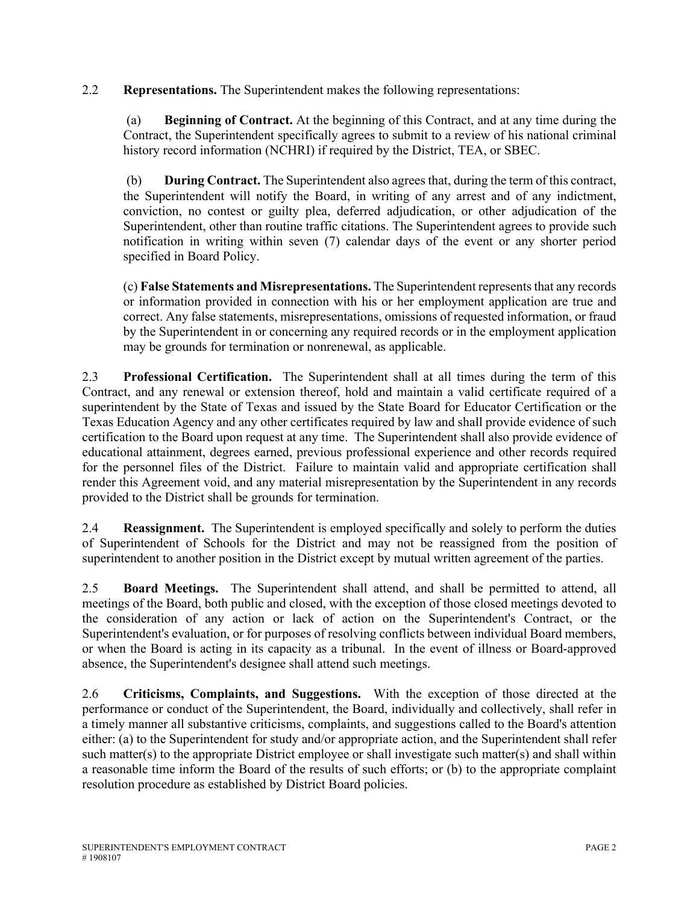2.2 **Representations.** The Superintendent makes the following representations:

(a) **Beginning of Contract.** At the beginning of this Contract, and at any time during the Contract, the Superintendent specifically agrees to submit to a review of his national criminal history record information (NCHRI) if required by the District, TEA, or SBEC.

(b) **During Contract.** The Superintendent also agrees that, during the term of this contract, the Superintendent will notify the Board, in writing of any arrest and of any indictment, conviction, no contest or guilty plea, deferred adjudication, or other adjudication of the Superintendent, other than routine traffic citations. The Superintendent agrees to provide such notification in writing within seven (7) calendar days of the event or any shorter period specified in Board Policy.

(c) **False Statements and Misrepresentations.** The Superintendent represents that any records or information provided in connection with his or her employment application are true and correct. Any false statements, misrepresentations, omissions of requested information, or fraud by the Superintendent in or concerning any required records or in the employment application may be grounds for termination or nonrenewal, as applicable.

2.3 **Professional Certification.** The Superintendent shall at all times during the term of this Contract, and any renewal or extension thereof, hold and maintain a valid certificate required of a superintendent by the State of Texas and issued by the State Board for Educator Certification or the Texas Education Agency and any other certificates required by law and shall provide evidence of such certification to the Board upon request at any time. The Superintendent shall also provide evidence of educational attainment, degrees earned, previous professional experience and other records required for the personnel files of the District. Failure to maintain valid and appropriate certification shall render this Agreement void, and any material misrepresentation by the Superintendent in any records provided to the District shall be grounds for termination.

2.4 **Reassignment.** The Superintendent is employed specifically and solely to perform the duties of Superintendent of Schools for the District and may not be reassigned from the position of superintendent to another position in the District except by mutual written agreement of the parties.

2.5 **Board Meetings.** The Superintendent shall attend, and shall be permitted to attend, all meetings of the Board, both public and closed, with the exception of those closed meetings devoted to the consideration of any action or lack of action on the Superintendent's Contract, or the Superintendent's evaluation, or for purposes of resolving conflicts between individual Board members, or when the Board is acting in its capacity as a tribunal. In the event of illness or Board-approved absence, the Superintendent's designee shall attend such meetings.

2.6 **Criticisms, Complaints, and Suggestions.** With the exception of those directed at the performance or conduct of the Superintendent, the Board, individually and collectively, shall refer in a timely manner all substantive criticisms, complaints, and suggestions called to the Board's attention either: (a) to the Superintendent for study and/or appropriate action, and the Superintendent shall refer such matter(s) to the appropriate District employee or shall investigate such matter(s) and shall within a reasonable time inform the Board of the results of such efforts; or (b) to the appropriate complaint resolution procedure as established by District Board policies.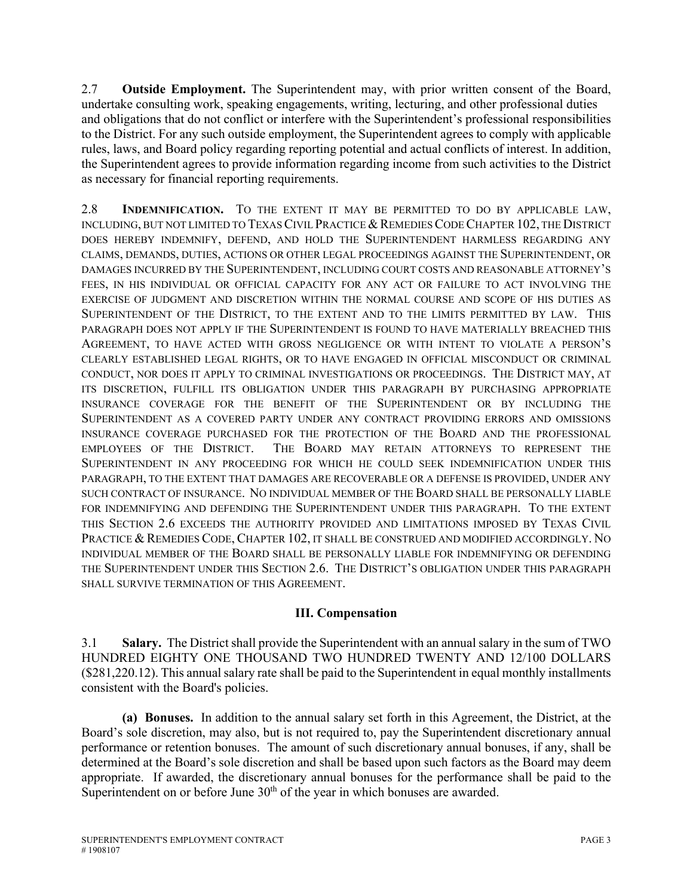2.7 **Outside Employment.** The Superintendent may, with prior written consent of the Board, undertake consulting work, speaking engagements, writing, lecturing, and other professional duties and obligations that do not conflict or interfere with the Superintendent's professional responsibilities to the District. For any such outside employment, the Superintendent agrees to comply with applicable rules, laws, and Board policy regarding reporting potential and actual conflicts of interest. In addition, the Superintendent agrees to provide information regarding income from such activities to the District as necessary for financial reporting requirements.

2.8 **INDEMNIFICATION.** TO THE EXTENT IT MAY BE PERMITTED TO DO BY APPLICABLE LAW, INCLUDING, BUT NOT LIMITED TO TEXAS CIVIL PRACTICE & REMEDIES CODE CHAPTER 102, THE DISTRICT DOES HEREBY INDEMNIFY, DEFEND, AND HOLD THE SUPERINTENDENT HARMLESS REGARDING ANY CLAIMS, DEMANDS, DUTIES, ACTIONS OR OTHER LEGAL PROCEEDINGS AGAINST THE SUPERINTENDENT, OR DAMAGES INCURRED BY THE SUPERINTENDENT, INCLUDING COURT COSTS AND REASONABLE ATTORNEY'S FEES, IN HIS INDIVIDUAL OR OFFICIAL CAPACITY FOR ANY ACT OR FAILURE TO ACT INVOLVING THE EXERCISE OF JUDGMENT AND DISCRETION WITHIN THE NORMAL COURSE AND SCOPE OF HIS DUTIES AS SUPERINTENDENT OF THE DISTRICT, TO THE EXTENT AND TO THE LIMITS PERMITTED BY LAW. THIS PARAGRAPH DOES NOT APPLY IF THE SUPERINTENDENT IS FOUND TO HAVE MATERIALLY BREACHED THIS AGREEMENT, TO HAVE ACTED WITH GROSS NEGLIGENCE OR WITH INTENT TO VIOLATE A PERSON'S CLEARLY ESTABLISHED LEGAL RIGHTS, OR TO HAVE ENGAGED IN OFFICIAL MISCONDUCT OR CRIMINAL CONDUCT, NOR DOES IT APPLY TO CRIMINAL INVESTIGATIONS OR PROCEEDINGS. THE DISTRICT MAY, AT ITS DISCRETION, FULFILL ITS OBLIGATION UNDER THIS PARAGRAPH BY PURCHASING APPROPRIATE INSURANCE COVERAGE FOR THE BENEFIT OF THE SUPERINTENDENT OR BY INCLUDING THE SUPERINTENDENT AS A COVERED PARTY UNDER ANY CONTRACT PROVIDING ERRORS AND OMISSIONS INSURANCE COVERAGE PURCHASED FOR THE PROTECTION OF THE BOARD AND THE PROFESSIONAL EMPLOYEES OF THE DISTRICT. THE BOARD MAY RETAIN ATTORNEYS TO REPRESENT THE SUPERINTENDENT IN ANY PROCEEDING FOR WHICH HE COULD SEEK INDEMNIFICATION UNDER THIS PARAGRAPH, TO THE EXTENT THAT DAMAGES ARE RECOVERABLE OR A DEFENSE IS PROVIDED, UNDER ANY SUCH CONTRACT OF INSURANCE. NO INDIVIDUAL MEMBER OF THE BOARD SHALL BE PERSONALLY LIABLE FOR INDEMNIFYING AND DEFENDING THE SUPERINTENDENT UNDER THIS PARAGRAPH. TO THE EXTENT THIS SECTION 2.6 EXCEEDS THE AUTHORITY PROVIDED AND LIMITATIONS IMPOSED BY TEXAS CIVIL PRACTICE & REMEDIES CODE, CHAPTER 102, IT SHALL BE CONSTRUED AND MODIFIED ACCORDINGLY. NO INDIVIDUAL MEMBER OF THE BOARD SHALL BE PERSONALLY LIABLE FOR INDEMNIFYING OR DEFENDING THE SUPERINTENDENT UNDER THIS SECTION 2.6. THE DISTRICT'S OBLIGATION UNDER THIS PARAGRAPH SHALL SURVIVE TERMINATION OF THIS AGREEMENT.

## III. Compensation

3.1 **Salary.** The District shall provide the Superintendent with an annual salary in the sum of TWO HUNDRED EIGHTY ONE THOUSAND TWO HUNDRED TWENTY AND 12/100 DOLLARS ($281,220.12). This annual salary rate shall be paid to the Superintendent in equal monthly installments consistent with the Board's policies.

**(a) Bonuses.** In addition to the annual salary set forth in this Agreement, the District, at the Board's sole discretion, may also, but is not required to, pay the Superintendent discretionary annual performance or retention bonuses. The amount of such discretionary annual bonuses, if any, shall be determined at the Board's sole discretion and shall be based upon such factors as the Board may deem appropriate. If awarded, the discretionary annual bonuses for the performance shall be paid to the Superintendent on or before June 30th of the year in which bonuses are awarded.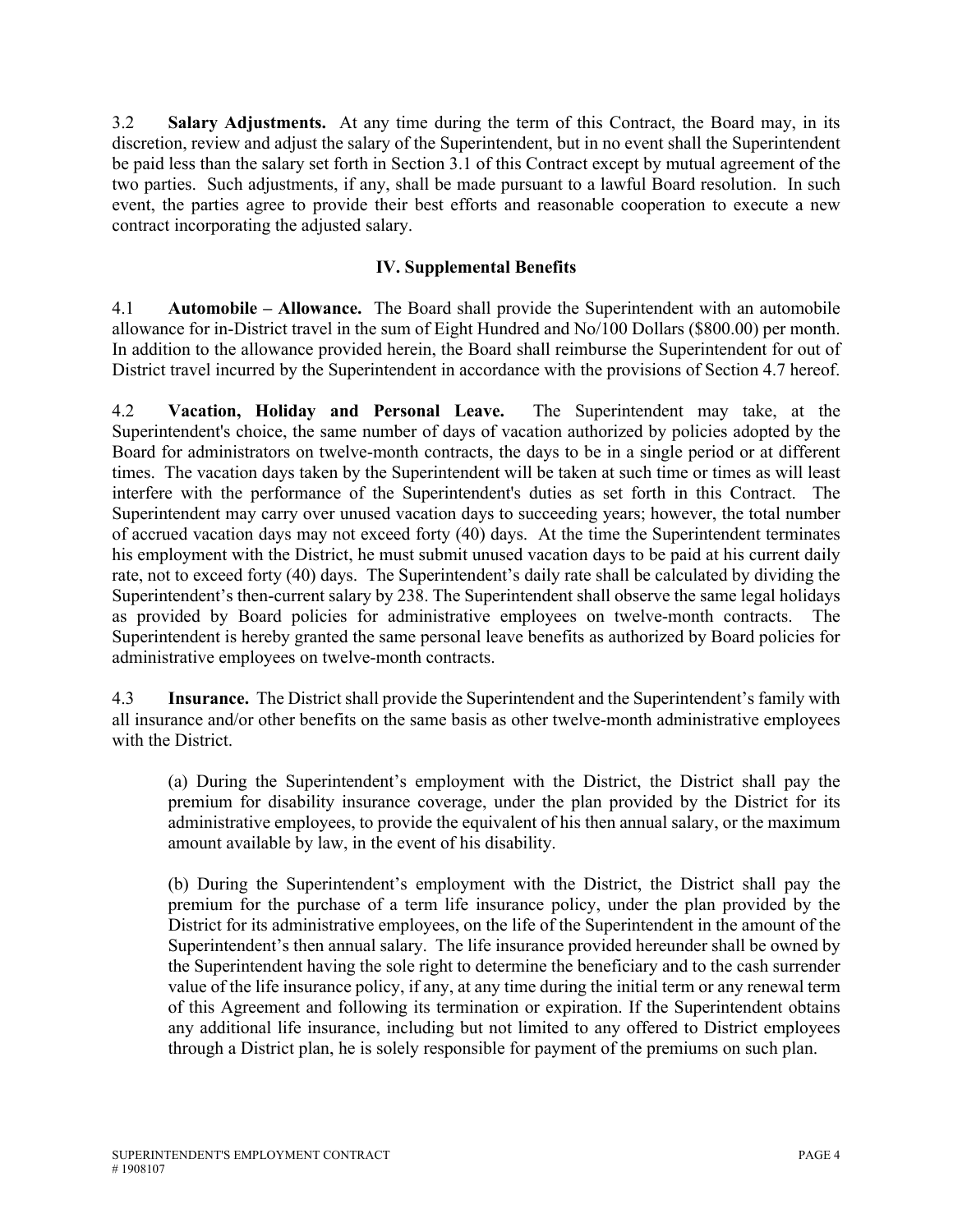3.2 **Salary Adjustments.** At any time during the term of this Contract, the Board may, in its discretion, review and adjust the salary of the Superintendent, but in no event shall the Superintendent be paid less than the salary set forth in Section 3.1 of this Contract except by mutual agreement of the two parties. Such adjustments, if any, shall be made pursuant to a lawful Board resolution. In such event, the parties agree to provide their best efforts and reasonable cooperation to execute a new contract incorporating the adjusted salary.

## IV. Supplemental Benefits

4.1 **Automobile – Allowance.** The Board shall provide the Superintendent with an automobile allowance for in-District travel in the sum of Eight Hundred and No/100 Dollars ($800.00) per month. In addition to the allowance provided herein, the Board shall reimburse the Superintendent for out of District travel incurred by the Superintendent in accordance with the provisions of Section 4.7 hereof.

4.2 **Vacation, Holiday and Personal Leave.** The Superintendent may take, at the Superintendent's choice, the same number of days of vacation authorized by policies adopted by the Board for administrators on twelve-month contracts, the days to be in a single period or at different times. The vacation days taken by the Superintendent will be taken at such time or times as will least interfere with the performance of the Superintendent's duties as set forth in this Contract. The Superintendent may carry over unused vacation days to succeeding years; however, the total number of accrued vacation days may not exceed forty (40) days. At the time the Superintendent terminates his employment with the District, he must submit unused vacation days to be paid at his current daily rate, not to exceed forty (40) days. The Superintendent's daily rate shall be calculated by dividing the Superintendent's then-current salary by 238. The Superintendent shall observe the same legal holidays as provided by Board policies for administrative employees on twelve-month contracts. The Superintendent is hereby granted the same personal leave benefits as authorized by Board policies for administrative employees on twelve-month contracts.

4.3 **Insurance.** The District shall provide the Superintendent and the Superintendent's family with all insurance and/or other benefits on the same basis as other twelve-month administrative employees with the District.

(a) During the Superintendent's employment with the District, the District shall pay the premium for disability insurance coverage, under the plan provided by the District for its administrative employees, to provide the equivalent of his then annual salary, or the maximum amount available by law, in the event of his disability.

(b) During the Superintendent's employment with the District, the District shall pay the premium for the purchase of a term life insurance policy, under the plan provided by the District for its administrative employees, on the life of the Superintendent in the amount of the Superintendent's then annual salary. The life insurance provided hereunder shall be owned by the Superintendent having the sole right to determine the beneficiary and to the cash surrender value of the life insurance policy, if any, at any time during the initial term or any renewal term of this Agreement and following its termination or expiration. If the Superintendent obtains any additional life insurance, including but not limited to any offered to District employees through a District plan, he is solely responsible for payment of the premiums on such plan.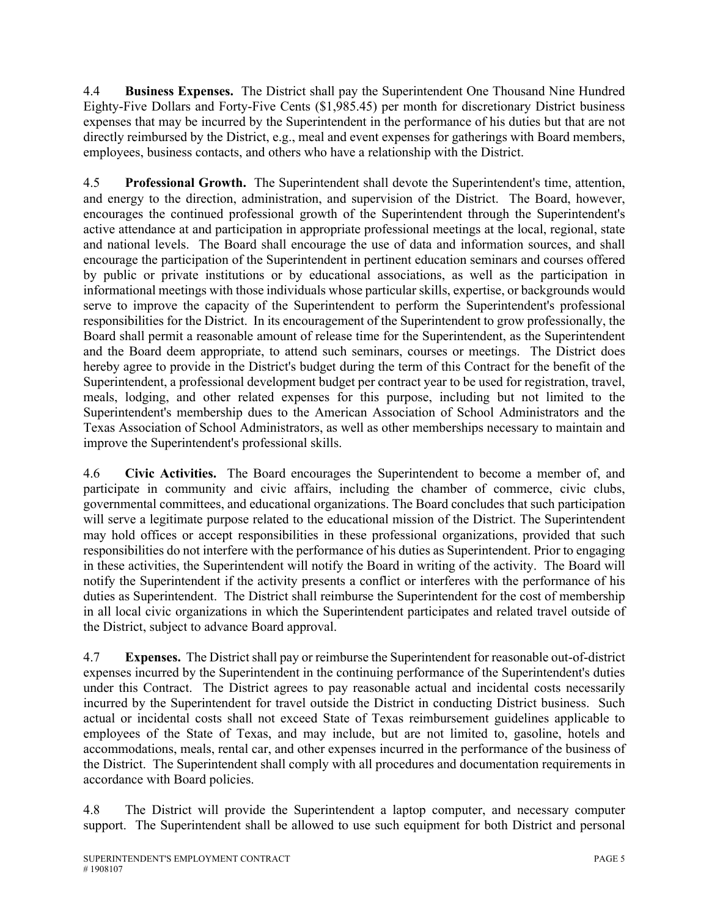4.4 **Business Expenses.** The District shall pay the Superintendent One Thousand Nine Hundred Eighty-Five Dollars and Forty-Five Cents ($1,985.45) per month for discretionary District business expenses that may be incurred by the Superintendent in the performance of his duties but that are not directly reimbursed by the District, e.g., meal and event expenses for gatherings with Board members, employees, business contacts, and others who have a relationship with the District.

4.5 **Professional Growth.** The Superintendent shall devote the Superintendent's time, attention, and energy to the direction, administration, and supervision of the District. The Board, however, encourages the continued professional growth of the Superintendent through the Superintendent's active attendance at and participation in appropriate professional meetings at the local, regional, state and national levels. The Board shall encourage the use of data and information sources, and shall encourage the participation of the Superintendent in pertinent education seminars and courses offered by public or private institutions or by educational associations, as well as the participation in informational meetings with those individuals whose particular skills, expertise, or backgrounds would serve to improve the capacity of the Superintendent to perform the Superintendent's professional responsibilities for the District. In its encouragement of the Superintendent to grow professionally, the Board shall permit a reasonable amount of release time for the Superintendent, as the Superintendent and the Board deem appropriate, to attend such seminars, courses or meetings. The District does hereby agree to provide in the District's budget during the term of this Contract for the benefit of the Superintendent, a professional development budget per contract year to be used for registration, travel, meals, lodging, and other related expenses for this purpose, including but not limited to the Superintendent's membership dues to the American Association of School Administrators and the Texas Association of School Administrators, as well as other memberships necessary to maintain and improve the Superintendent's professional skills.

4.6 **Civic Activities.** The Board encourages the Superintendent to become a member of, and participate in community and civic affairs, including the chamber of commerce, civic clubs, governmental committees, and educational organizations. The Board concludes that such participation will serve a legitimate purpose related to the educational mission of the District. The Superintendent may hold offices or accept responsibilities in these professional organizations, provided that such responsibilities do not interfere with the performance of his duties as Superintendent. Prior to engaging in these activities, the Superintendent will notify the Board in writing of the activity. The Board will notify the Superintendent if the activity presents a conflict or interferes with the performance of his duties as Superintendent. The District shall reimburse the Superintendent for the cost of membership in all local civic organizations in which the Superintendent participates and related travel outside of the District, subject to advance Board approval.

4.7 **Expenses.** The District shall pay or reimburse the Superintendent for reasonable out-of-district expenses incurred by the Superintendent in the continuing performance of the Superintendent's duties under this Contract. The District agrees to pay reasonable actual and incidental costs necessarily incurred by the Superintendent for travel outside the District in conducting District business. Such actual or incidental costs shall not exceed State of Texas reimbursement guidelines applicable to employees of the State of Texas, and may include, but are not limited to, gasoline, hotels and accommodations, meals, rental car, and other expenses incurred in the performance of the business of the District. The Superintendent shall comply with all procedures and documentation requirements in accordance with Board policies.

4.8 The District will provide the Superintendent a laptop computer, and necessary computer support. The Superintendent shall be allowed to use such equipment for both District and personal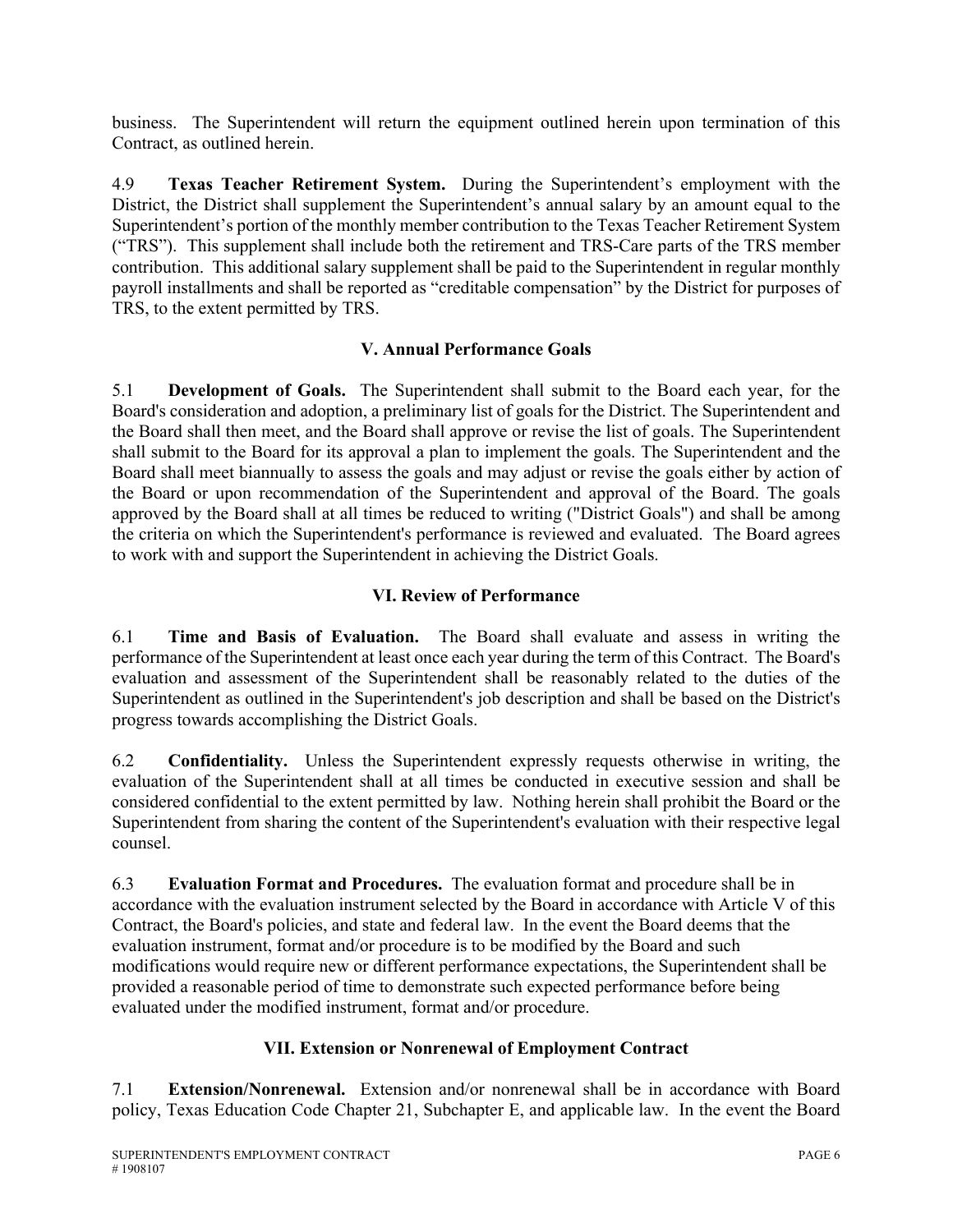business. The Superintendent will return the equipment outlined herein upon termination of this Contract, as outlined herein.

4.9 **Texas Teacher Retirement System.** During the Superintendent's employment with the District, the District shall supplement the Superintendent's annual salary by an amount equal to the Superintendent's portion of the monthly member contribution to the Texas Teacher Retirement System ("TRS"). This supplement shall include both the retirement and TRS-Care parts of the TRS member contribution. This additional salary supplement shall be paid to the Superintendent in regular monthly payroll installments and shall be reported as "creditable compensation" by the District for purposes of TRS, to the extent permitted by TRS.

## V. Annual Performance Goals

5.1 **Development of Goals.** The Superintendent shall submit to the Board each year, for the Board's consideration and adoption, a preliminary list of goals for the District. The Superintendent and the Board shall then meet, and the Board shall approve or revise the list of goals. The Superintendent shall submit to the Board for its approval a plan to implement the goals. The Superintendent and the Board shall meet biannually to assess the goals and may adjust or revise the goals either by action of the Board or upon recommendation of the Superintendent and approval of the Board. The goals approved by the Board shall at all times be reduced to writing ("District Goals") and shall be among the criteria on which the Superintendent's performance is reviewed and evaluated. The Board agrees to work with and support the Superintendent in achieving the District Goals.

## VI. Review of Performance

6.1 **Time and Basis of Evaluation.** The Board shall evaluate and assess in writing the performance of the Superintendent at least once each year during the term of this Contract. The Board's evaluation and assessment of the Superintendent shall be reasonably related to the duties of the Superintendent as outlined in the Superintendent's job description and shall be based on the District's progress towards accomplishing the District Goals.

6.2 **Confidentiality.** Unless the Superintendent expressly requests otherwise in writing, the evaluation of the Superintendent shall at all times be conducted in executive session and shall be considered confidential to the extent permitted by law. Nothing herein shall prohibit the Board or the Superintendent from sharing the content of the Superintendent's evaluation with their respective legal counsel.

6.3 **Evaluation Format and Procedures.** The evaluation format and procedure shall be in accordance with the evaluation instrument selected by the Board in accordance with Article V of this Contract, the Board's policies, and state and federal law. In the event the Board deems that the evaluation instrument, format and/or procedure is to be modified by the Board and such modifications would require new or different performance expectations, the Superintendent shall be provided a reasonable period of time to demonstrate such expected performance before being evaluated under the modified instrument, format and/or procedure.

## VII. Extension or Nonrenewal of Employment Contract

7.1 **Extension/Nonrenewal.** Extension and/or nonrenewal shall be in accordance with Board policy, Texas Education Code Chapter 21, Subchapter E, and applicable law. In the event the Board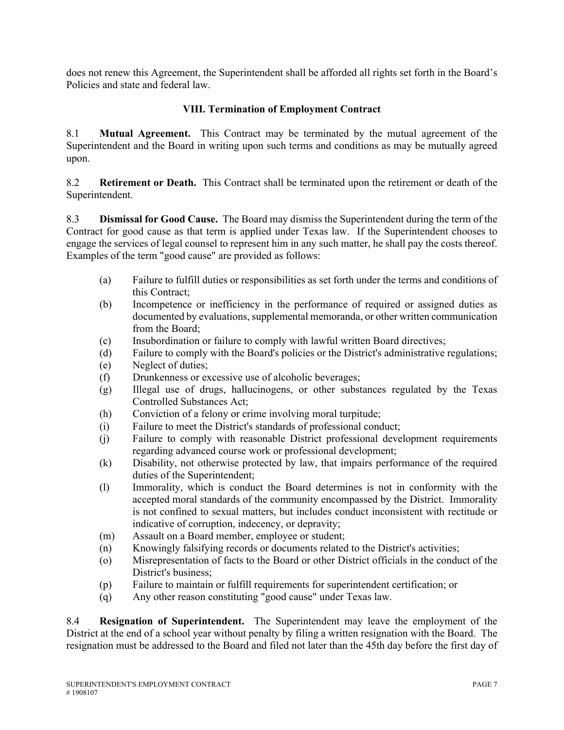does not renew this Agreement, the Superintendent shall be afforded all rights set forth in the Board's Policies and state and federal law.

## VIII. Termination of Employment Contract

8.1 **Mutual Agreement.** This Contract may be terminated by the mutual agreement of the Superintendent and the Board in writing upon such terms and conditions as may be mutually agreed upon.

8.2 **Retirement or Death.** This Contract shall be terminated upon the retirement or death of the Superintendent.

8.3 **Dismissal for Good Cause.** The Board may dismiss the Superintendent during the term of the Contract for good cause as that term is applied under Texas law. If the Superintendent chooses to engage the services of legal counsel to represent him in any such matter, he shall pay the costs thereof. Examples of the term "good cause" are provided as follows:

(a) Failure to fulfill duties or responsibilities as set forth under the terms and conditions of this Contract;
(b) Incompetence or inefficiency in the performance of required or assigned duties as documented by evaluations, supplemental memoranda, or other written communication from the Board;
(c) Insubordination or failure to comply with lawful written Board directives;
(d) Failure to comply with the Board's policies or the District's administrative regulations;
(e) Neglect of duties;
(f) Drunkenness or excessive use of alcoholic beverages;
(g) Illegal use of drugs, hallucinogens, or other substances regulated by the Texas Controlled Substances Act;
(h) Conviction of a felony or crime involving moral turpitude;
(i) Failure to meet the District's standards of professional conduct;
(j) Failure to comply with reasonable District professional development requirements regarding advanced course work or professional development;
(k) Disability, not otherwise protected by law, that impairs performance of the required duties of the Superintendent;
(l) Immorality, which is conduct the Board determines is not in conformity with the accepted moral standards of the community encompassed by the District. Immorality is not confined to sexual matters, but includes conduct inconsistent with rectitude or indicative of corruption, indecency, or depravity;
(m) Assault on a Board member, employee or student;
(n) Knowingly falsifying records or documents related to the District's activities;
(o) Misrepresentation of facts to the Board or other District officials in the conduct of the District's business;
(p) Failure to maintain or fulfill requirements for superintendent certification; or
(q) Any other reason constituting "good cause" under Texas law.

8.4 **Resignation of Superintendent.** The Superintendent may leave the employment of the District at the end of a school year without penalty by filing a written resignation with the Board. The resignation must be addressed to the Board and filed not later than the 45th day before the first day of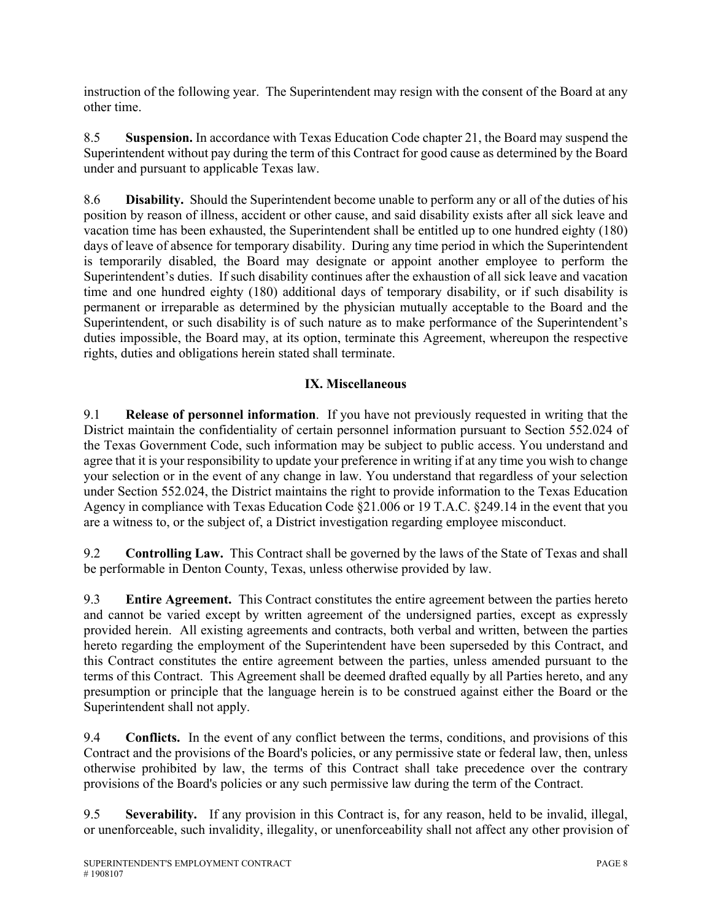instruction of the following year. The Superintendent may resign with the consent of the Board at any other time.

8.5 **Suspension.** In accordance with Texas Education Code chapter 21, the Board may suspend the Superintendent without pay during the term of this Contract for good cause as determined by the Board under and pursuant to applicable Texas law.

8.6 **Disability.** Should the Superintendent become unable to perform any or all of the duties of his position by reason of illness, accident or other cause, and said disability exists after all sick leave and vacation time has been exhausted, the Superintendent shall be entitled up to one hundred eighty (180) days of leave of absence for temporary disability. During any time period in which the Superintendent is temporarily disabled, the Board may designate or appoint another employee to perform the Superintendent's duties. If such disability continues after the exhaustion of all sick leave and vacation time and one hundred eighty (180) additional days of temporary disability, or if such disability is permanent or irreparable as determined by the physician mutually acceptable to the Board and the Superintendent, or such disability is of such nature as to make performance of the Superintendent's duties impossible, the Board may, at its option, terminate this Agreement, whereupon the respective rights, duties and obligations herein stated shall terminate.

## IX. Miscellaneous

9.1 **Release of personnel information**. If you have not previously requested in writing that the District maintain the confidentiality of certain personnel information pursuant to Section 552.024 of the Texas Government Code, such information may be subject to public access. You understand and agree that it is your responsibility to update your preference in writing if at any time you wish to change your selection or in the event of any change in law. You understand that regardless of your selection under Section 552.024, the District maintains the right to provide information to the Texas Education Agency in compliance with Texas Education Code §21.006 or 19 T.A.C. §249.14 in the event that you are a witness to, or the subject of, a District investigation regarding employee misconduct.

9.2 **Controlling Law.** This Contract shall be governed by the laws of the State of Texas and shall be performable in Denton County, Texas, unless otherwise provided by law.

9.3 **Entire Agreement.** This Contract constitutes the entire agreement between the parties hereto and cannot be varied except by written agreement of the undersigned parties, except as expressly provided herein. All existing agreements and contracts, both verbal and written, between the parties hereto regarding the employment of the Superintendent have been superseded by this Contract, and this Contract constitutes the entire agreement between the parties, unless amended pursuant to the terms of this Contract. This Agreement shall be deemed drafted equally by all Parties hereto, and any presumption or principle that the language herein is to be construed against either the Board or the Superintendent shall not apply.

9.4 **Conflicts.** In the event of any conflict between the terms, conditions, and provisions of this Contract and the provisions of the Board's policies, or any permissive state or federal law, then, unless otherwise prohibited by law, the terms of this Contract shall take precedence over the contrary provisions of the Board's policies or any such permissive law during the term of the Contract.

9.5 **Severability.** If any provision in this Contract is, for any reason, held to be invalid, illegal, or unenforceable, such invalidity, illegality, or unenforceability shall not affect any other provision of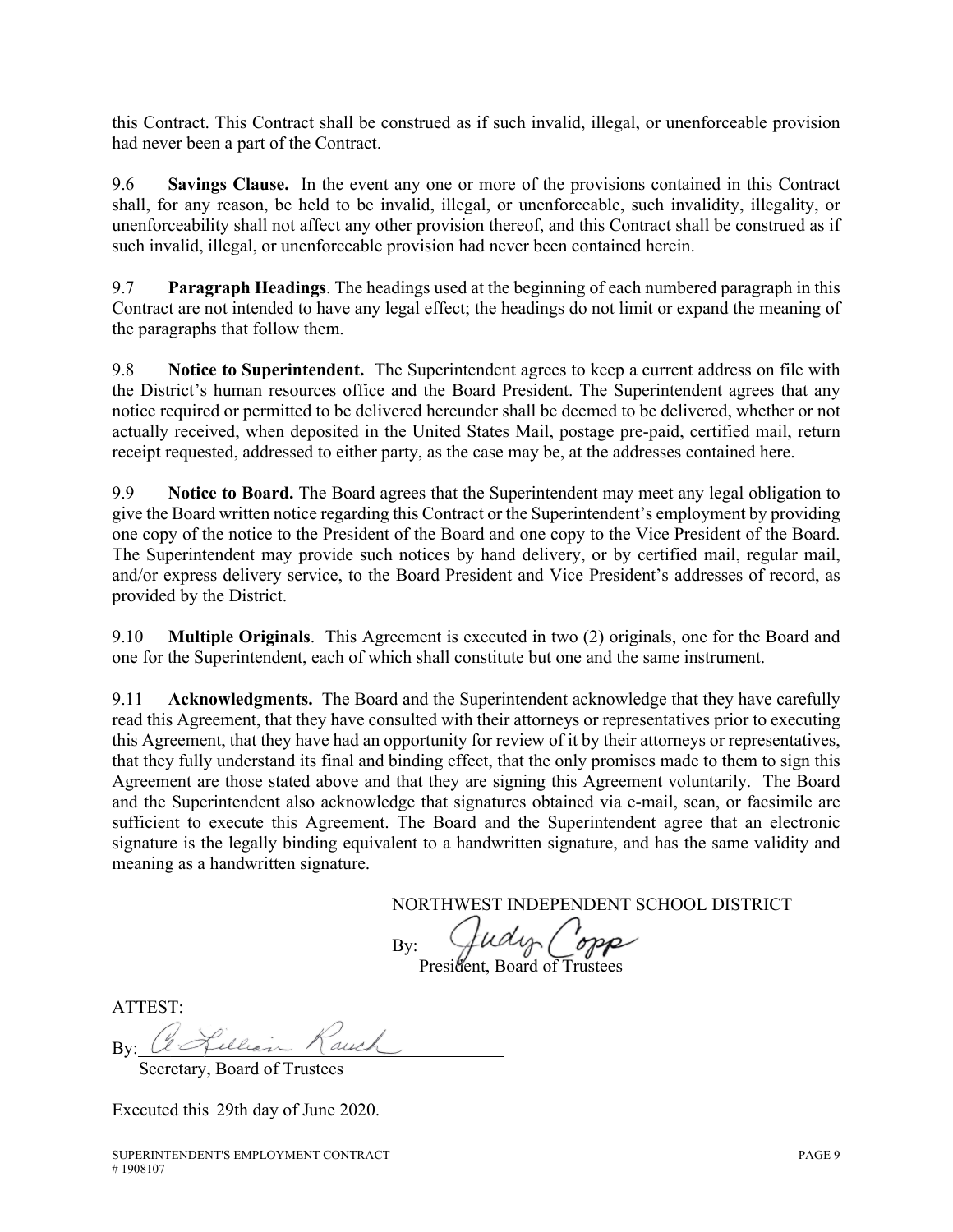this Contract. This Contract shall be construed as if such invalid, illegal, or unenforceable provision had never been a part of the Contract.

9.6 **Savings Clause.** In the event any one or more of the provisions contained in this Contract shall, for any reason, be held to be invalid, illegal, or unenforceable, such invalidity, illegality, or unenforceability shall not affect any other provision thereof, and this Contract shall be construed as if such invalid, illegal, or unenforceable provision had never been contained herein.

9.7 **Paragraph Headings**. The headings used at the beginning of each numbered paragraph in this Contract are not intended to have any legal effect; the headings do not limit or expand the meaning of the paragraphs that follow them.

9.8 **Notice to Superintendent.** The Superintendent agrees to keep a current address on file with the District's human resources office and the Board President. The Superintendent agrees that any notice required or permitted to be delivered hereunder shall be deemed to be delivered, whether or not actually received, when deposited in the United States Mail, postage pre-paid, certified mail, return receipt requested, addressed to either party, as the case may be, at the addresses contained here.

9.9 **Notice to Board.** The Board agrees that the Superintendent may meet any legal obligation to give the Board written notice regarding this Contract or the Superintendent's employment by providing one copy of the notice to the President of the Board and one copy to the Vice President of the Board. The Superintendent may provide such notices by hand delivery, or by certified mail, regular mail, and/or express delivery service, to the Board President and Vice President's addresses of record, as provided by the District.

9.10 **Multiple Originals**. This Agreement is executed in two (2) originals, one for the Board and one for the Superintendent, each of which shall constitute but one and the same instrument.

9.11 **Acknowledgments.** The Board and the Superintendent acknowledge that they have carefully read this Agreement, that they have consulted with their attorneys or representatives prior to executing this Agreement, that they have had an opportunity for review of it by their attorneys or representatives, that they fully understand its final and binding effect, that the only promises made to them to sign this Agreement are those stated above and that they are signing this Agreement voluntarily. The Board and the Superintendent also acknowledge that signatures obtained via e-mail, scan, or facsimile are sufficient to execute this Agreement. The Board and the Superintendent agree that an electronic signature is the legally binding equivalent to a handwritten signature, and has the same validity and meaning as a handwritten signature.

NORTHWEST INDEPENDENT SCHOOL DISTRICT

By: Judy Copp
President, Board of Trustees

ATTEST:

By: A. Lillian Rauch
Secretary, Board of Trustees

Executed this 29th day of June 2020.

SUPERINTENDENT'S EMPLOYMENT CONTRACT
# 1908107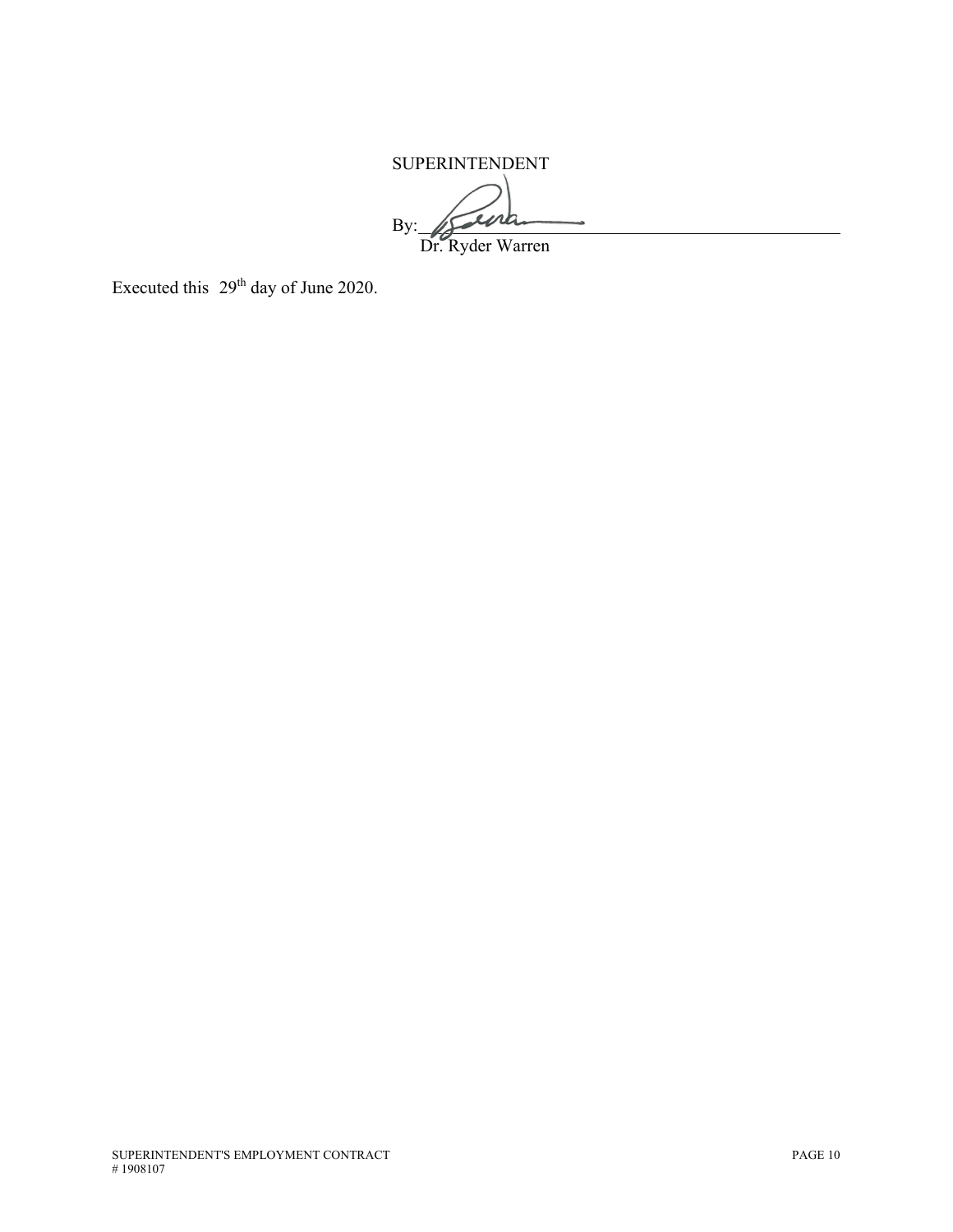SUPERINTENDENT

By: ____________________
Dr. Ryder Warren

Executed this 29th day of June 2020.